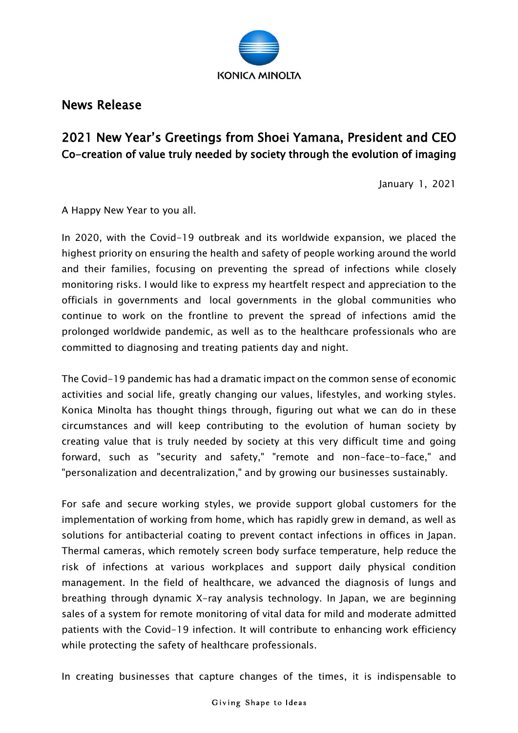KONICA MINOLTA

## News Release

# 2021 New Year's Greetings from Shoei Yamana, President and CEO

### Co-creation of value truly needed by society through the evolution of imaging

January 1, 2021

A Happy New Year to you all.

In 2020, with the Covid-19 outbreak and its worldwide expansion, we placed the highest priority on ensuring the health and safety of people working around the world and their families, focusing on preventing the spread of infections while closely monitoring risks. I would like to express my heartfelt respect and appreciation to the officials in governments and local governments in the global communities who continue to work on the frontline to prevent the spread of infections amid the prolonged worldwide pandemic, as well as to the healthcare professionals who are committed to diagnosing and treating patients day and night.

The Covid-19 pandemic has had a dramatic impact on the common sense of economic activities and social life, greatly changing our values, lifestyles, and working styles. Konica Minolta has thought things through, figuring out what we can do in these circumstances and will keep contributing to the evolution of human society by creating value that is truly needed by society at this very difficult time and going forward, such as "security and safety," "remote and non-face-to-face," and "personalization and decentralization," and by growing our businesses sustainably.

For safe and secure working styles, we provide support global customers for the implementation of working from home, which has rapidly grew in demand, as well as solutions for antibacterial coating to prevent contact infections in offices in Japan. Thermal cameras, which remotely screen body surface temperature, help reduce the risk of infections at various workplaces and support daily physical condition management. In the field of healthcare, we advanced the diagnosis of lungs and breathing through dynamic X-ray analysis technology. In Japan, we are beginning sales of a system for remote monitoring of vital data for mild and moderate admitted patients with the Covid-19 infection. It will contribute to enhancing work efficiency while protecting the safety of healthcare professionals.

In creating businesses that capture changes of the times, it is indispensable to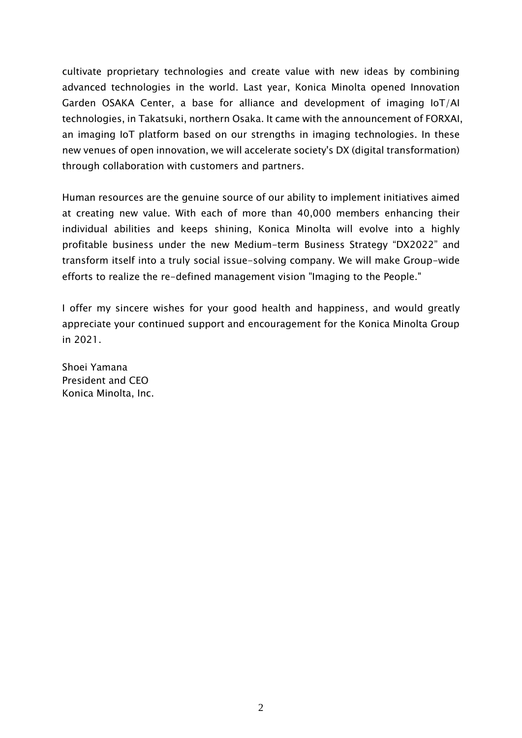cultivate proprietary technologies and create value with new ideas by combining advanced technologies in the world. Last year, Konica Minolta opened Innovation Garden OSAKA Center, a base for alliance and development of imaging IoT/AI technologies, in Takatsuki, northern Osaka. It came with the announcement of FORXAI, an imaging IoT platform based on our strengths in imaging technologies. In these new venues of open innovation, we will accelerate society's DX (digital transformation) through collaboration with customers and partners.

Human resources are the genuine source of our ability to implement initiatives aimed at creating new value. With each of more than 40,000 members enhancing their individual abilities and keeps shining, Konica Minolta will evolve into a highly profitable business under the new Medium-term Business Strategy “DX2022” and transform itself into a truly social issue-solving company. We will make Group-wide efforts to realize the re-defined management vision "Imaging to the People."

I offer my sincere wishes for your good health and happiness, and would greatly appreciate your continued support and encouragement for the Konica Minolta Group in 2021.

Shoei Yamana
President and CEO
Konica Minolta, Inc.